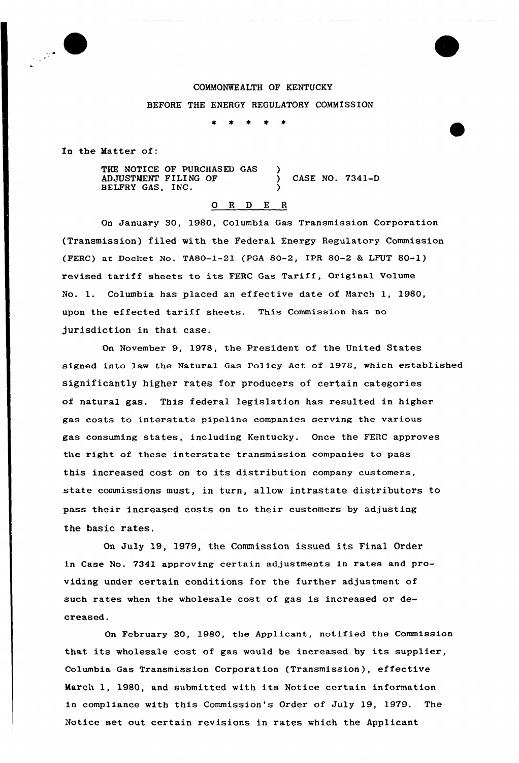COMMONWEALTH OF KENTUCKY

BEFORE THE ENERGY REGULATORY COMMISSION

\* \* \* \* \*

In the Matter of:

THE NOTICE OF PURCHASED GAS ADJUSTMENT FILING OF BELFRY GAS, INC. ) CASE NO. 7341-D

O R D E R

On January 30, 1980, Columbia Gas Transmission Corporation (Transmission) filed with the Federal Energy Regulatory Commission (FERC) at Docket No. TA80-1-21 (PGA 80-2, IPR 80-2 & LFUT 80-1) revised tariff sheets to its FERC Gas Tariff, Original Volume No. 1. Columbia has placed an effective date of March 1, 1980, upon the effected tariff sheets. This Commission has no jurisdiction in that case.

On November 9, 1978, the President of the United States signed into law the Natural Gas Policy Act of 1978, which established significantly higher rates for producers of certain categories of natural gas. This federal legislation has resulted in higher gas costs to interstate pipeline companies serving the various gas consuming states, including Kentucky. Once the FERC approves the right of these interstate transmission companies to pass this increased cost on to its distribution company customers, state commissions must, in turn, allow intrastate distributors to pass their increased costs on to their customers by adjusting the basic rates.

On July 19, 1979, the Commission issued its Final Order in Case No. 7341 approving certain adjustments in rates and providing under certain conditions for the further adjustment of such rates when the wholesale cost of gas is increased or decreased.

On February 20, 1980, the Applicant, notified the Commission that its wholesale cost of gas would be increased by its supplier, Columbia Gas Transmission Corporation (Transmission), effective March 1, 1980, and submitted with its Notice certain information in compliance with this Commission's Order of July 19, 1979. The Notice set out certain revisions in rates which the Applicant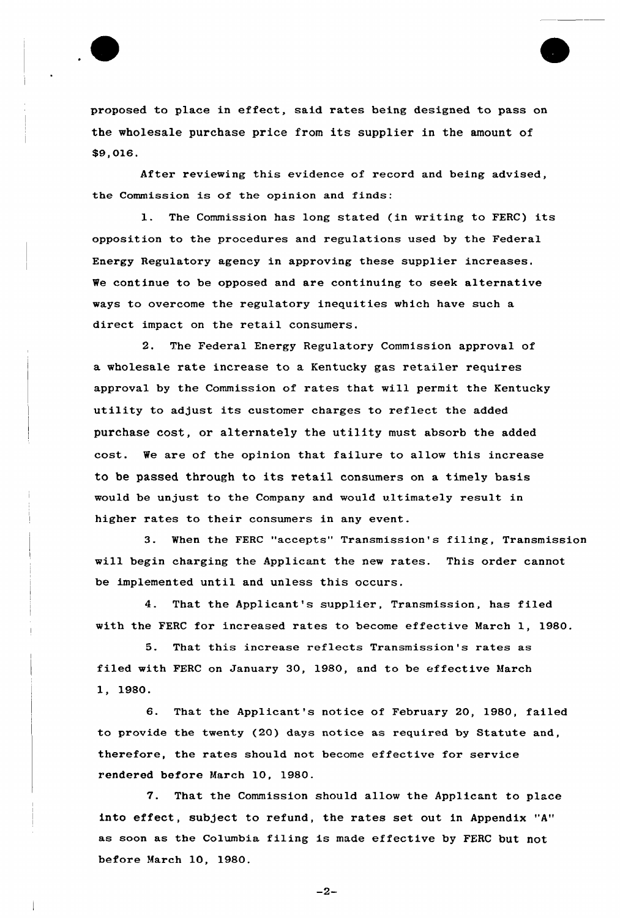proposed to place in effect, said rates being designed to pass on the wholesale purchase price from its supplier in the amount of $9,016.

After reviewing this evidence of record and being advised, the Commission is of the opinion and finds:

1. The Commission has long stated (in writing to FERC) its opposition to the procedures and regulations used by the Federal Energy Regulatory agency in approving these supplier increases. We continue to be opposed and are continuing to seek alternative ways to overcome the regulatory inequities which have such a direct impact on the retail consumers.

2. The Federal Energy Regulatory Commission approval of a wholesale rate increase to a Kentucky gas retailer requires approval by the Commission of rates that will permit the Kentucky utility to adjust its customer charges to reflect the added purchase cost, or alternately the utility must absorb the added cost. We are of the opinion that failure to allow this increase to be passed through to its retail consumers on a timely basis would be unjust to the Company and would ultimately result in higher rates to their consumers in any event.

3. When the FERC "accepts" Transmission's filing, Transmission will begin charging the Applicant the new rates. This order cannot be implemented until and unless this occurs.

4. That the Applicant's supplier, Transmission, has filed with the FERC for increased rates to become effective March 1, 1980.

5. That this increase reflects Transmission's rates as filed with FERC on January 30, 1980, and to be effective March 1, 1980.

6. That the Applicant's notice of February 20, 1980, failed to provide the twenty (20) days notice as required by Statute and, therefore, the rates should not become effective for service rendered before March 10, 1980.

7. That the Commission should allow the Applicant to place into effect, subject to refund, the rates set out in Appendix "A" as soon as the Columbia filing is made effective by FERC but not before March 10, 1980.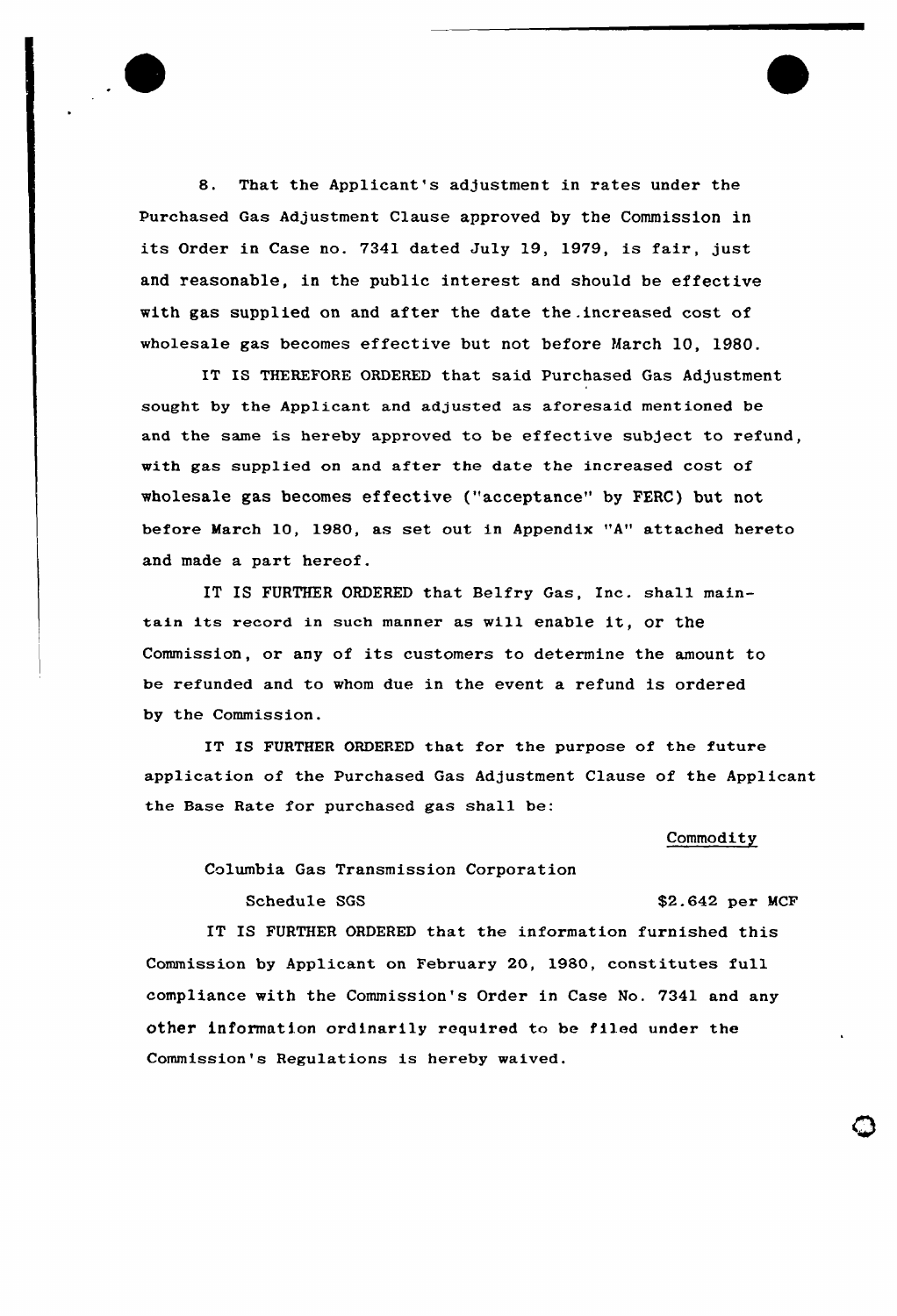8. That the Applicant's adjustment in rates under the Purchased Gas Adjustment Clause approved by the Commission in its Order in Case no. 7341 dated July 19, 1979, is fair, just and reasonable, in the public interest and should be effective with gas supplied on and after the date the increased cost of wholesale gas becomes effective but not before March 10, 1980.

IT IS THEREFORE ORDERED that said Purchased Gas Adjustment sought by the Applicant and adjusted as aforesaid mentioned be and the same is hereby approved to be effective subject to refund, with gas supplied on and after the date the increased cost of wholesale gas becomes effective ("acceptance" by FERC) but not before March 10, 1980, as set out in Appendix "A" attached hereto and made a part hereof.

IT IS FURTHER ORDERED that Belfry Gas, Inc. shall maintain its record in such manner as will enable it, or the Commission, or any of its customers to determine the amount to be refunded and to whom due in the event a refund is ordered by the Commission.

IT IS FURTHER ORDERED that for the purpose of the future application of the Purchased Gas Adjustment Clause of the Applicant the Base Rate for purchased gas shall be:

| | Commodity |
|---|---|
| Columbia Gas Transmission Corporation | |
| Schedule SGS | $2.642 per MCF |

IT IS FURTHER ORDERED that the information furnished this Commission by Applicant on February 20, 1980, constitutes full compliance with the Commission's Order in Case No. 7341 and any other information ordinarily required to be filed under the Commission's Regulations is hereby waived.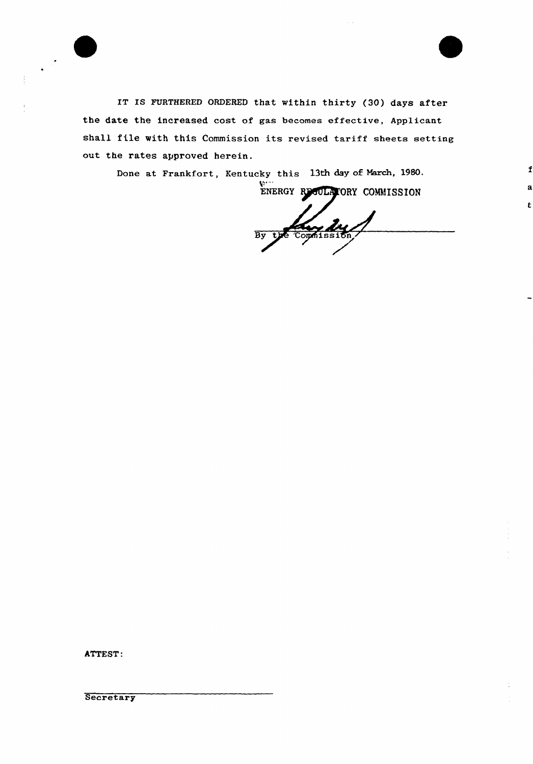IT IS FURTHERED ORDERED that within thirty (30) days after the date the increased cost of gas becomes effective, Applicant shall file with this Commission its revised tariff sheets setting out the rates approved herein.

Done at Frankfort, Kentucky this 13th day of March, 1980.

ENERGY REGULATORY COMMISSION

By the Commission

ATTEST:

Secretary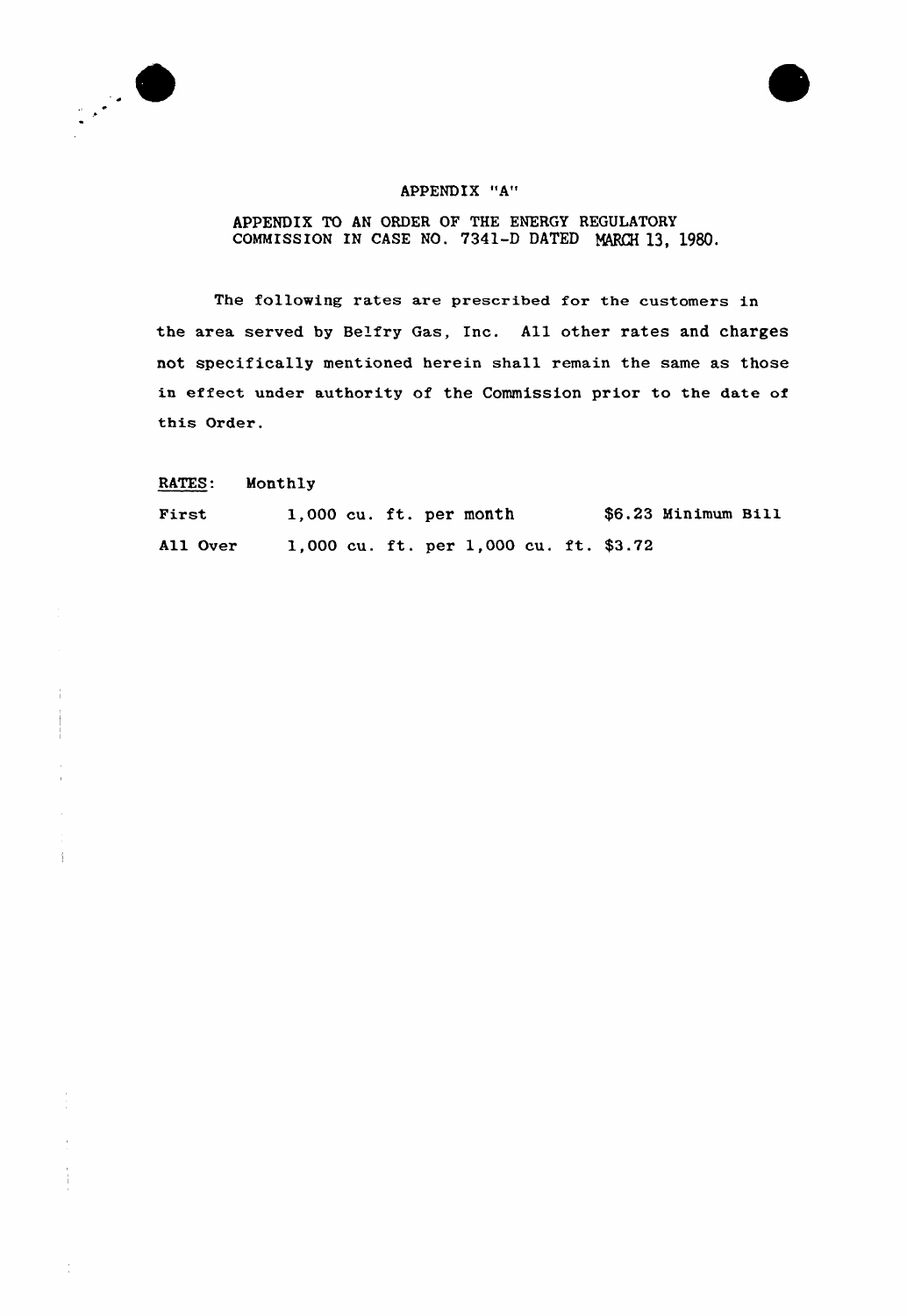APPENDIX "A"

APPENDIX TO AN ORDER OF THE ENERGY REGULATORY COMMISSION IN CASE NO. 7341-D DATED MARCH 13, 1980.

The following rates are prescribed for the customers in the area served by Belfry Gas, Inc. All other rates and charges not specifically mentioned herein shall remain the same as those in effect under authority of the Commission prior to the date of this Order.

RATES: Monthly

| | | |
|---|---|---|
| First | 1,000 cu. ft. per month | \$6.23 Minimum Bill |
| All Over | 1,000 cu. ft. per 1,000 cu. ft. | \$3.72 |